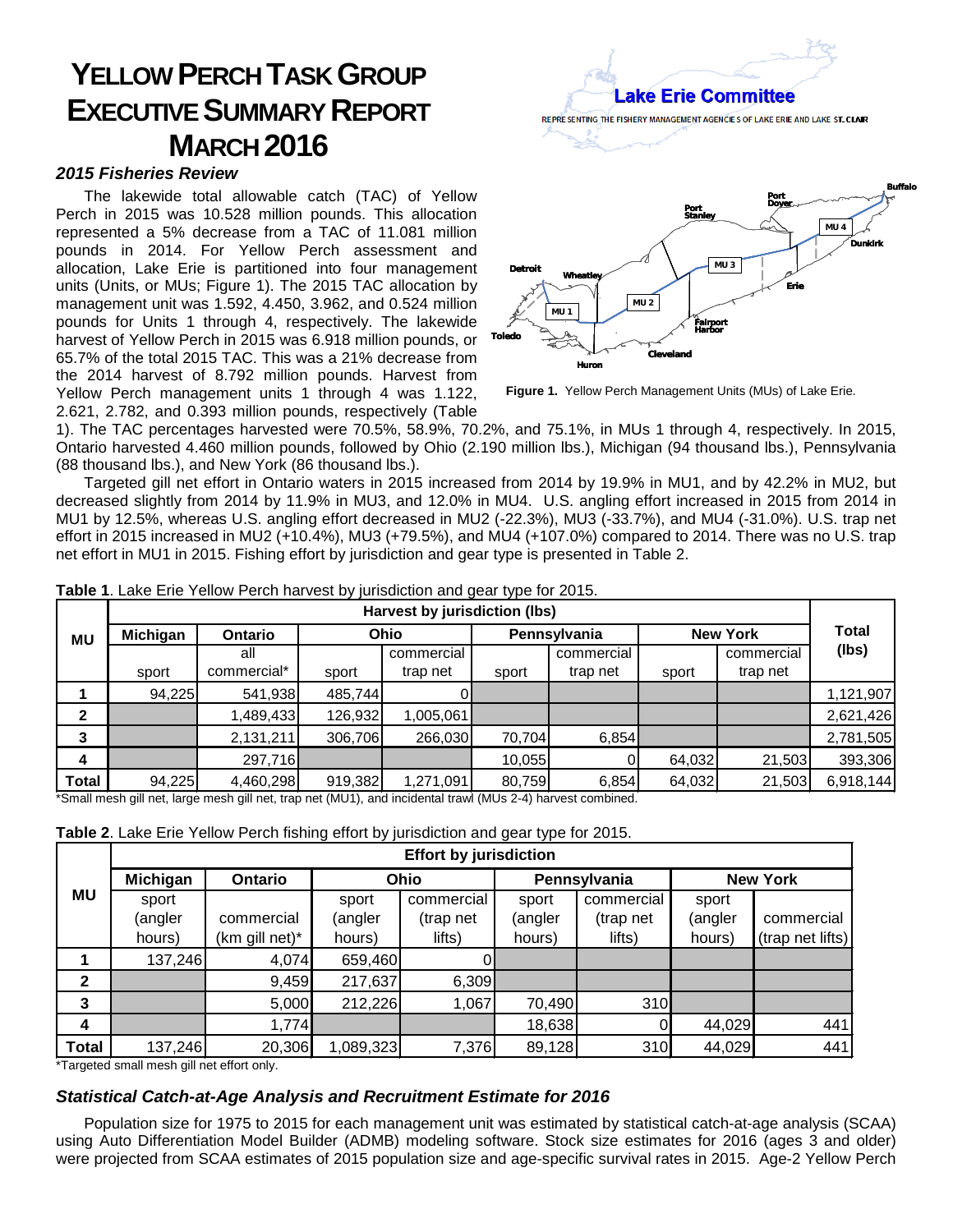# YELLOW PERCH TASK GROUP EXECUTIVE SUMMARY REPORT MARCH 2016

### *2015 Fisheries Review*

The lakewide total allowable catch (TAC) of Yellow Perch in 2015 was 10.528 million pounds. This allocation represented a 5% decrease from a TAC of 11.081 million pounds in 2014. For Yellow Perch assessment and allocation, Lake Erie is partitioned into four management units (Units, or MUs; Figure 1). The 2015 TAC allocation by management unit was 1.592, 4.450, 3.962, and 0.524 million pounds for Units 1 through 4, respectively. The lakewide harvest of Yellow Perch in 2015 was 6.918 million pounds, or 65.7% of the total 2015 TAC. This was a 21% decrease from the 2014 harvest of 8.792 million pounds. Harvest from Yellow Perch management units 1 through 4 was 1.122, 2.621, 2.782, and 0.393 million pounds, respectively (Table 1). The TAC percentages harvested were 70.5%, 58.9%, 70.2%, and 75.1%, in MUs 1 through 4, respectively. In 2015, Ontario harvested 4.460 million pounds, followed by Ohio (2.190 million lbs.), Michigan (94 thousand lbs.), Pennsylvania (88 thousand lbs.), and New York (86 thousand lbs.).

**Figure 1.** Yellow Perch Management Units (MUs) of Lake Erie.

Targeted gill net effort in Ontario waters in 2015 increased from 2014 by 19.9% in MU1, and by 42.2% in MU2, but decreased slightly from 2014 by 11.9% in MU3, and 12.0% in MU4. U.S. angling effort increased in 2015 from 2014 in MU1 by 12.5%, whereas U.S. angling effort decreased in MU2 (-22.3%), MU3 (-33.7%), and MU4 (-31.0%). U.S. trap net effort in 2015 increased in MU2 (+10.4%), MU3 (+79.5%), and MU4 (+107.0%) compared to 2014. There was no U.S. trap net effort in MU1 in 2015. Fishing effort by jurisdiction and gear type is presented in Table 2.

**Table 1**. Lake Erie Yellow Perch harvest by jurisdiction and gear type for 2015.

| MU | Harvest by jurisdiction (lbs) | | | | | | | | Total (lbs) |
|---|---|---|---|---|---|---|---|---|---|
| | Michigan | Ontario | Ohio | | Pennsylvania | | New York | | |
| | sport | all commercial* | sport | commercial trap net | sport | commercial trap net | sport | commercial trap net | |
| **1** | 94,225 | 541,938 | 485,744 | 0 | | | | | 1,121,907 |
| **2** | | 1,489,433 | 126,932 | 1,005,061 | | | | | 2,621,426 |
| **3** | | 2,131,211 | 306,706 | 266,030 | 70,704 | 6,854 | | | 2,781,505 |
| **4** | | 297,716 | | | 10,055 | 0 | 64,032 | 21,503 | 393,306 |
| **Total** | 94,225 | 4,460,298 | 919,382 | 1,271,091 | 80,759 | 6,854 | 64,032 | 21,503 | 6,918,144 |

*Small mesh gill net, large mesh gill net, trap net (MU1), and incidental trawl (MUs 2-4) harvest combined.

**Table 2**. Lake Erie Yellow Perch fishing effort by jurisdiction and gear type for 2015.

| MU | Effort by jurisdiction | | | | | | | |
|---|---|---|---|---|---|---|---|---|
| | Michigan | Ontario | Ohio | | Pennsylvania | | New York | |
| | sport (angler hours) | commercial (km gill net)* | sport (angler hours) | commercial (trap net lifts) | sport (angler hours) | commercial (trap net lifts) | sport (angler hours) | commercial (trap net lifts) |
| **1** | 137,246 | 4,074 | 659,460 | 0 | | | | |
| **2** | | 9,459 | 217,637 | 6,309 | | | | |
| **3** | | 5,000 | 212,226 | 1,067 | 70,490 | 310 | | |
| **4** | | 1,774 | | | 18,638 | 0 | 44,029 | 441 |
| **Total** | 137,246 | 20,306 | 1,089,323 | 7,376 | 89,128 | 310 | 44,029 | 441 |

*Targeted small mesh gill net effort only.

### *Statistical Catch-at-Age Analysis and Recruitment Estimate for 2016*

Population size for 1975 to 2015 for each management unit was estimated by statistical catch-at-age analysis (SCAA) using Auto Differentiation Model Builder (ADMB) modeling software. Stock size estimates for 2016 (ages 3 and older) were projected from SCAA estimates of 2015 population size and age-specific survival rates in 2015. Age-2 Yellow Perch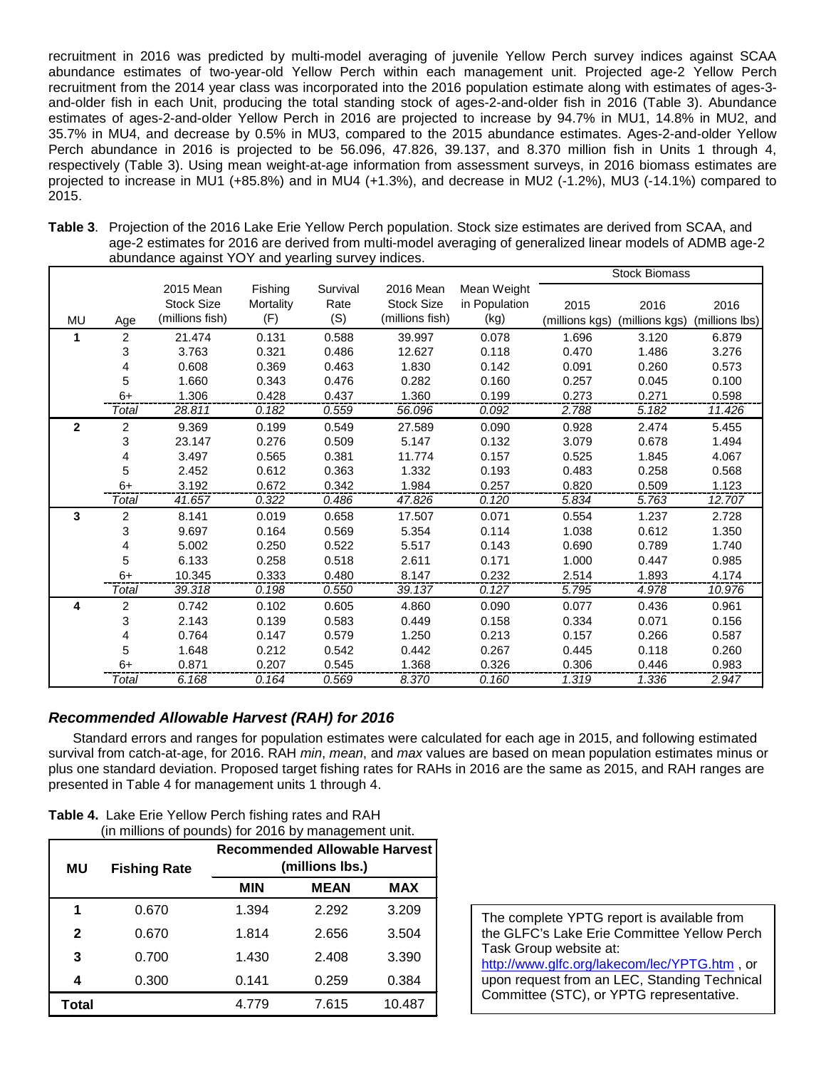recruitment in 2016 was predicted by multi-model averaging of juvenile Yellow Perch survey indices against SCAA abundance estimates of two-year-old Yellow Perch within each management unit. Projected age-2 Yellow Perch recruitment from the 2014 year class was incorporated into the 2016 population estimate along with estimates of ages-3-and-older fish in each Unit, producing the total standing stock of ages-2-and-older fish in 2016 (Table 3). Abundance estimates of ages-2-and-older Yellow Perch in 2016 are projected to increase by 94.7% in MU1, 14.8% in MU2, and 35.7% in MU4, and decrease by 0.5% in MU3, compared to the 2015 abundance estimates. Ages-2-and-older Yellow Perch abundance in 2016 is projected to be 56.096, 47.826, 39.137, and 8.370 million fish in Units 1 through 4, respectively (Table 3). Using mean weight-at-age information from assessment surveys, in 2016 biomass estimates are projected to increase in MU1 (+85.8%) and in MU4 (+1.3%), and decrease in MU2 (-1.2%), MU3 (-14.1%) compared to 2015.

**Table 3**. Projection of the 2016 Lake Erie Yellow Perch population. Stock size estimates are derived from SCAA, and age-2 estimates for 2016 are derived from multi-model averaging of generalized linear models of ADMB age-2 abundance against YOY and yearling survey indices.

| | | | | | | | Stock Biomass | | |
|---|---|---|---|---|---|---|---|---|---|
| MU | Age | 2015 Mean Stock Size (millions fish) | Fishing Mortality (F) | Survival Rate (S) | 2016 Mean Stock Size (millions fish) | Mean Weight in Population (kg) | 2015 (millions kgs) | 2016 (millions kgs) | 2016 (millions lbs) |
| **1** | 2 | 21.474 | 0.131 | 0.588 | 39.997 | 0.078 | 1.696 | 3.120 | 6.879 |
| | 3 | 3.763 | 0.321 | 0.486 | 12.627 | 0.118 | 0.470 | 1.486 | 3.276 |
| | 4 | 0.608 | 0.369 | 0.463 | 1.830 | 0.142 | 0.091 | 0.260 | 0.573 |
| | 5 | 1.660 | 0.343 | 0.476 | 0.282 | 0.160 | 0.257 | 0.045 | 0.100 |
| | 6+ | 1.306 | 0.428 | 0.437 | 1.360 | 0.199 | 0.273 | 0.271 | 0.598 |
| | *Total* | *28.811* | *0.182* | *0.559* | *56.096* | *0.092* | *2.788* | *5.182* | *11.426* |
| **2** | 2 | 9.369 | 0.199 | 0.549 | 27.589 | 0.090 | 0.928 | 2.474 | 5.455 |
| | 3 | 23.147 | 0.276 | 0.509 | 5.147 | 0.132 | 3.079 | 0.678 | 1.494 |
| | 4 | 3.497 | 0.565 | 0.381 | 11.774 | 0.157 | 0.525 | 1.845 | 4.067 |
| | 5 | 2.452 | 0.612 | 0.363 | 1.332 | 0.193 | 0.483 | 0.258 | 0.568 |
| | 6+ | 3.192 | 0.672 | 0.342 | 1.984 | 0.257 | 0.820 | 0.509 | 1.123 |
| | *Total* | *41.657* | *0.322* | *0.486* | *47.826* | *0.120* | *5.834* | *5.763* | *12.707* |
| **3** | 2 | 8.141 | 0.019 | 0.658 | 17.507 | 0.071 | 0.554 | 1.237 | 2.728 |
| | 3 | 9.697 | 0.164 | 0.569 | 5.354 | 0.114 | 1.038 | 0.612 | 1.350 |
| | 4 | 5.002 | 0.250 | 0.522 | 5.517 | 0.143 | 0.690 | 0.789 | 1.740 |
| | 5 | 6.133 | 0.258 | 0.518 | 2.611 | 0.171 | 1.000 | 0.447 | 0.985 |
| | 6+ | 10.345 | 0.333 | 0.480 | 8.147 | 0.232 | 2.514 | 1.893 | 4.174 |
| | *Total* | *39.318* | *0.198* | *0.550* | *39.137* | *0.127* | *5.795* | *4.978* | *10.976* |
| **4** | 2 | 0.742 | 0.102 | 0.605 | 4.860 | 0.090 | 0.077 | 0.436 | 0.961 |
| | 3 | 2.143 | 0.139 | 0.583 | 0.449 | 0.158 | 0.334 | 0.071 | 0.156 |
| | 4 | 0.764 | 0.147 | 0.579 | 1.250 | 0.213 | 0.157 | 0.266 | 0.587 |
| | 5 | 1.648 | 0.212 | 0.542 | 0.442 | 0.267 | 0.445 | 0.118 | 0.260 |
| | 6+ | 0.871 | 0.207 | 0.545 | 1.368 | 0.326 | 0.306 | 0.446 | 0.983 |
| | *Total* | *6.168* | *0.164* | *0.569* | *8.370* | *0.160* | *1.319* | *1.336* | *2.947* |

## *Recommended Allowable Harvest (RAH) for 2016*

Standard errors and ranges for population estimates were calculated for each age in 2015, and following estimated survival from catch-at-age, for 2016. RAH *min*, *mean*, and *max* values are based on mean population estimates minus or plus one standard deviation. Proposed target fishing rates for RAHs in 2016 are the same as 2015, and RAH ranges are presented in Table 4 for management units 1 through 4.

**Table 4.** Lake Erie Yellow Perch fishing rates and RAH (in millions of pounds) for 2016 by management unit.

| MU | Fishing Rate | Recommended Allowable Harvest (millions lbs.) | | |
|---|---|---|---|---|
| | | **MIN** | **MEAN** | **MAX** |
| **1** | 0.670 | 1.394 | 2.292 | 3.209 |
| **2** | 0.670 | 1.814 | 2.656 | 3.504 |
| **3** | 0.700 | 1.430 | 2.408 | 3.390 |
| **4** | 0.300 | 0.141 | 0.259 | 0.384 |
| **Total** | | 4.779 | 7.615 | 10.487 |

The complete YPTG report is available from the GLFC's Lake Erie Committee Yellow Perch Task Group website at: http://www.glfc.org/lakecom/lec/YPTG.htm , or upon request from an LEC, Standing Technical Committee (STC), or YPTG representative.